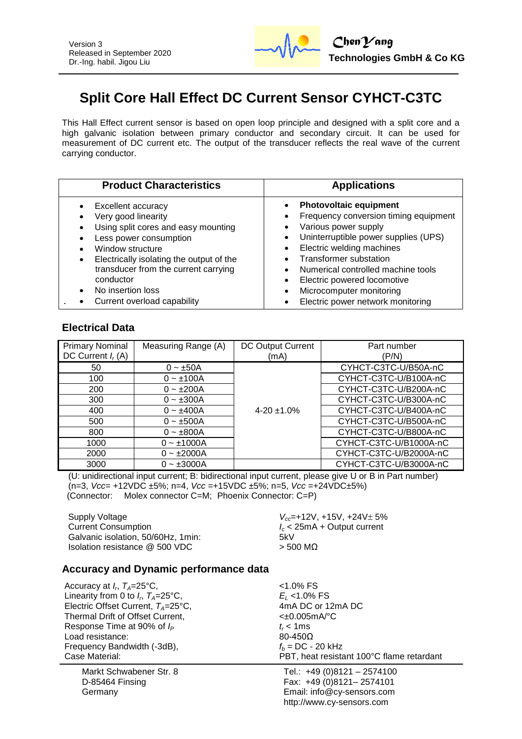Version 3
Released in September 2020
Dr.-Ing. habil. Jigou Liu

ChenYang
**Technologies GmbH & Co KG**

# Split Core Hall Effect DC Current Sensor CYHCT-C3TC

This Hall Effect current sensor is based on open loop principle and designed with a split core and a high galvanic isolation between primary conductor and secondary circuit. It can be used for measurement of DC current etc. The output of the transducer reflects the real wave of the current carrying conductor.

| Product Characteristics | Applications |
|---|---|
| • Excellent accuracy<br>• Very good linearity<br>• Using split cores and easy mounting<br>• Less power consumption<br>• Window structure<br>• Electrically isolating the output of the transducer from the current carrying conductor<br>• No insertion loss<br>• Current overload capability | • **Photovoltaic equipment**<br>• Frequency conversion timing equipment<br>• Various power supply<br>• Uninterruptible power supplies (UPS)<br>• Electric welding machines<br>• Transformer substation<br>• Numerical controlled machine tools<br>• Electric powered locomotive<br>• Microcomputer monitoring<br>• Electric power network monitoring |

## Electrical Data

| Primary Nominal DC Current $I_r$ (A) | Measuring Range (A) | DC Output Current (mA) | Part number (P/N) |
|---|---|---|---|
| 50 | 0 ~ ±50A | 4-20 ±1.0% | CYHCT-C3TC-U/B50A-nC |
| 100 | 0 ~ ±100A | | CYHCT-C3TC-U/B100A-nC |
| 200 | 0 ~ ±200A | | CYHCT-C3TC-U/B200A-nC |
| 300 | 0 ~ ±300A | | CYHCT-C3TC-U/B300A-nC |
| 400 | 0 ~ ±400A | | CYHCT-C3TC-U/B400A-nC |
| 500 | 0 ~ ±500A | | CYHCT-C3TC-U/B500A-nC |
| 800 | 0 ~ ±800A | | CYHCT-C3TC-U/B800A-nC |
| 1000 | 0 ~ ±1000A | | CYHCT-C3TC-U/B1000A-nC |
| 2000 | 0 ~ ±2000A | | CYHCT-C3TC-U/B2000A-nC |
| 3000 | 0 ~ ±3000A | | CYHCT-C3TC-U/B3000A-nC |

(U: unidirectional input current; B: bidirectional input current, please give U or B in Part number)
(n=3, *Vcc*= +12VDC ±5%; n=4, *Vcc* =+15VDC ±5%; n=5, *Vcc* =+24VDC±5%)
(Connector: Molex connector C=M; Phoenix Connector: C=P)

| | |
|---|---|
| Supply Voltage | $V_{cc}$=+12V, +15V, +24V± 5% |
| Current Consumption | $I_c$ < 25mA + Output current |
| Galvanic isolation, 50/60Hz, 1min: | 5kV |
| Isolation resistance @ 500 VDC | > 500 MΩ |

## Accuracy and Dynamic performance data

| | |
|---|---|
| Accuracy at $I_r$, $T_A$=25°C, | <1.0% FS |
| Linearity from 0 to $I_r$, $T_A$=25°C, | $E_L$ <1.0% FS |
| Electric Offset Current, $T_A$=25°C, | 4mA DC or 12mA DC |
| Thermal Drift of Offset Current, | <±0.005mA/°C |
| Response Time at 90% of $I_P$ | $t_r$ < 1ms |
| Load resistance: | 80-450Ω |
| Frequency Bandwidth (-3dB), | $f_b$ = DC - 20 kHz |
| Case Material: | PBT, heat resistant 100°C flame retardant |

Markt Schwabener Str. 8
D-85464 Finsing
Germany

Tel.: +49 (0)8121 – 2574100
Fax: +49 (0)8121– 2574101
Email: info@cy-sensors.com
http://www.cy-sensors.com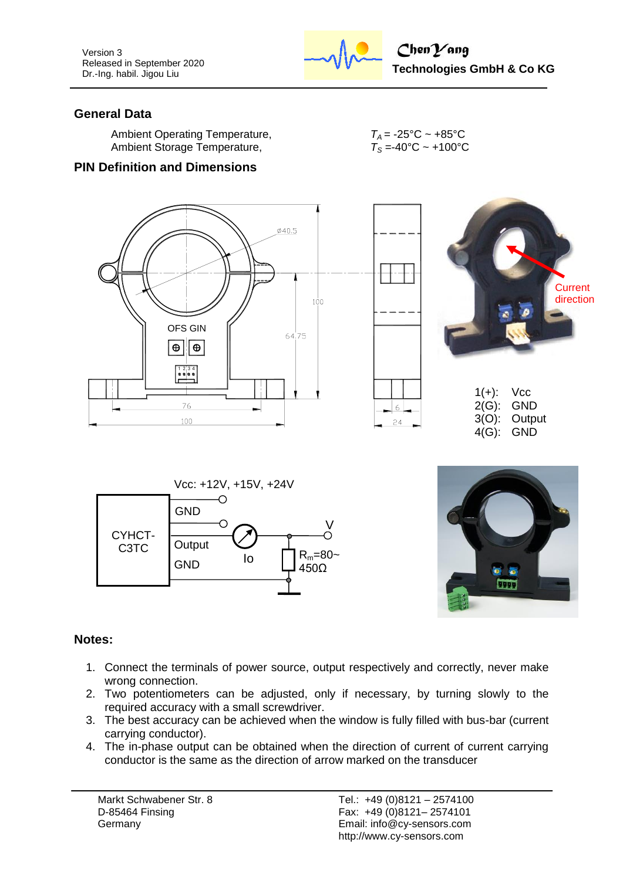## General Data

Ambient Operating Temperature, $T_A$ = -25°C ~ +85°C
Ambient Storage Temperature, $T_S$ =-40°C ~ +100°C

## PIN Definition and Dimensions

Ø40.5
100
64.75
76
100
6
24
OFS GIN
1 2 3 4

Current direction

1(+): Vcc
2(G): GND
3(O): Output
4(G): GND

Vcc: +12V, +15V, +24V
CYHCT-C3TC
GND
Output
GND
Io
V
$R_m$=80~450Ω

## Notes:

1. Connect the terminals of power source, output respectively and correctly, never make wrong connection.
2. Two potentiometers can be adjusted, only if necessary, by turning slowly to the required accuracy with a small screwdriver.
3. The best accuracy can be achieved when the window is fully filled with bus-bar (current carrying conductor).
4. The in-phase output can be obtained when the direction of current of current carrying conductor is the same as the direction of arrow marked on the transducer